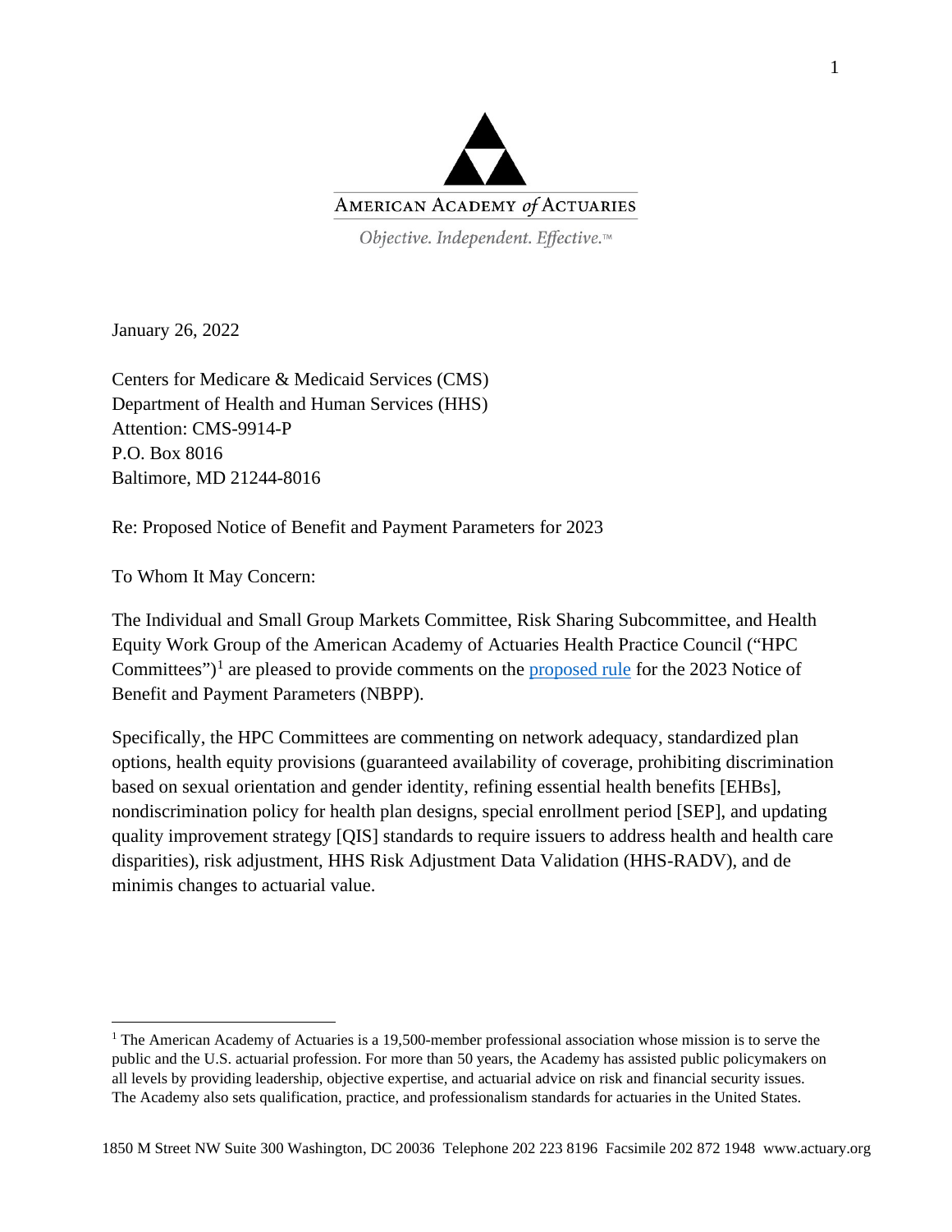AMERICAN ACADEMY *of* ACTUARIES

*Objective. Independent. Effective.™*

January 26, 2022

Centers for Medicare & Medicaid Services (CMS)
Department of Health and Human Services (HHS)
Attention: CMS-9914-P
P.O. Box 8016
Baltimore, MD 21244-8016

Re: Proposed Notice of Benefit and Payment Parameters for 2023

To Whom It May Concern:

The Individual and Small Group Markets Committee, Risk Sharing Subcommittee, and Health Equity Work Group of the American Academy of Actuaries Health Practice Council ("HPC Committees")[1] are pleased to provide comments on the proposed rule for the 2023 Notice of Benefit and Payment Parameters (NBPP).

Specifically, the HPC Committees are commenting on network adequacy, standardized plan options, health equity provisions (guaranteed availability of coverage, prohibiting discrimination based on sexual orientation and gender identity, refining essential health benefits [EHBs], nondiscrimination policy for health plan designs, special enrollment period [SEP], and updating quality improvement strategy [QIS] standards to require issuers to address health and health care disparities), risk adjustment, HHS Risk Adjustment Data Validation (HHS-RADV), and de minimis changes to actuarial value.

---

[1] The American Academy of Actuaries is a 19,500-member professional association whose mission is to serve the public and the U.S. actuarial profession. For more than 50 years, the Academy has assisted public policymakers on all levels by providing leadership, objective expertise, and actuarial advice on risk and financial security issues. The Academy also sets qualification, practice, and professionalism standards for actuaries in the United States.

1850 M Street NW Suite 300 Washington, DC 20036 Telephone 202 223 8196 Facsimile 202 872 1948 www.actuary.org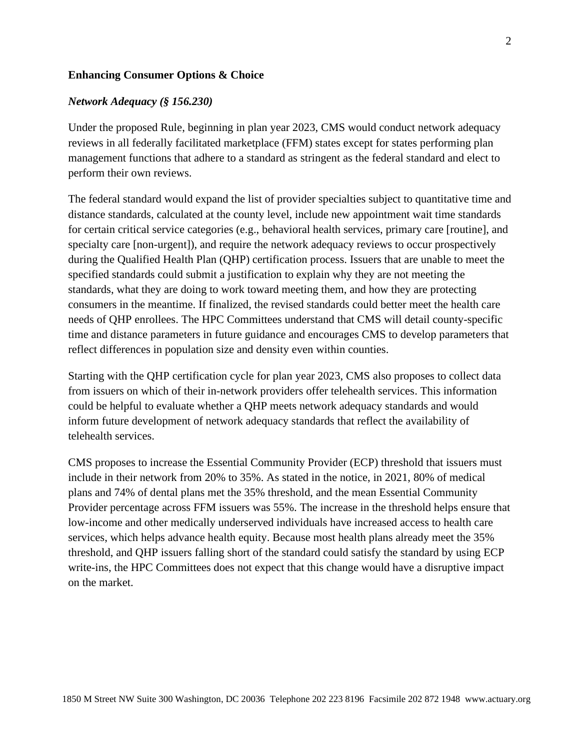**Enhancing Consumer Options & Choice**

***Network Adequacy (§ 156.230)***

Under the proposed Rule, beginning in plan year 2023, CMS would conduct network adequacy reviews in all federally facilitated marketplace (FFM) states except for states performing plan management functions that adhere to a standard as stringent as the federal standard and elect to perform their own reviews.

The federal standard would expand the list of provider specialties subject to quantitative time and distance standards, calculated at the county level, include new appointment wait time standards for certain critical service categories (e.g., behavioral health services, primary care [routine], and specialty care [non-urgent]), and require the network adequacy reviews to occur prospectively during the Qualified Health Plan (QHP) certification process. Issuers that are unable to meet the specified standards could submit a justification to explain why they are not meeting the standards, what they are doing to work toward meeting them, and how they are protecting consumers in the meantime. If finalized, the revised standards could better meet the health care needs of QHP enrollees. The HPC Committees understand that CMS will detail county-specific time and distance parameters in future guidance and encourages CMS to develop parameters that reflect differences in population size and density even within counties.

Starting with the QHP certification cycle for plan year 2023, CMS also proposes to collect data from issuers on which of their in-network providers offer telehealth services. This information could be helpful to evaluate whether a QHP meets network adequacy standards and would inform future development of network adequacy standards that reflect the availability of telehealth services.

CMS proposes to increase the Essential Community Provider (ECP) threshold that issuers must include in their network from 20% to 35%. As stated in the notice, in 2021, 80% of medical plans and 74% of dental plans met the 35% threshold, and the mean Essential Community Provider percentage across FFM issuers was 55%. The increase in the threshold helps ensure that low-income and other medically underserved individuals have increased access to health care services, which helps advance health equity. Because most health plans already meet the 35% threshold, and QHP issuers falling short of the standard could satisfy the standard by using ECP write-ins, the HPC Committees does not expect that this change would have a disruptive impact on the market.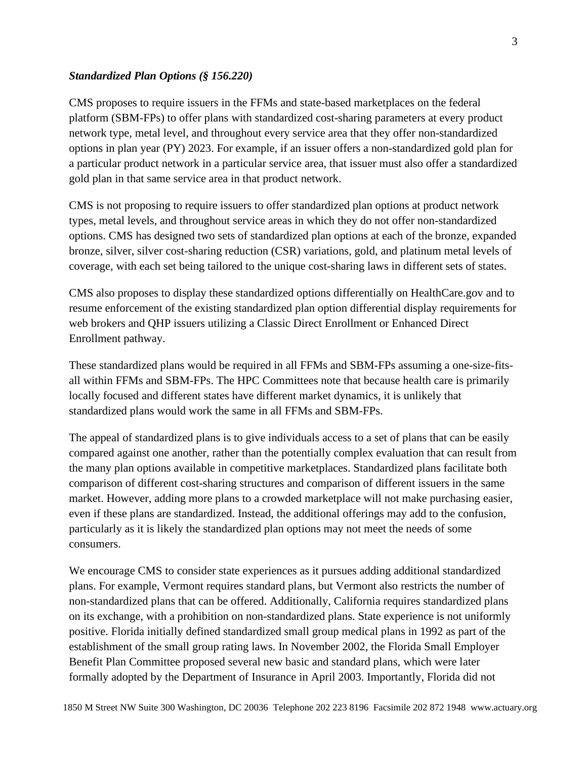***Standardized Plan Options (§ 156.220)***

CMS proposes to require issuers in the FFMs and state-based marketplaces on the federal platform (SBM-FPs) to offer plans with standardized cost-sharing parameters at every product network type, metal level, and throughout every service area that they offer non-standardized options in plan year (PY) 2023. For example, if an issuer offers a non-standardized gold plan for a particular product network in a particular service area, that issuer must also offer a standardized gold plan in that same service area in that product network.

CMS is not proposing to require issuers to offer standardized plan options at product network types, metal levels, and throughout service areas in which they do not offer non-standardized options. CMS has designed two sets of standardized plan options at each of the bronze, expanded bronze, silver, silver cost-sharing reduction (CSR) variations, gold, and platinum metal levels of coverage, with each set being tailored to the unique cost-sharing laws in different sets of states.

CMS also proposes to display these standardized options differentially on HealthCare.gov and to resume enforcement of the existing standardized plan option differential display requirements for web brokers and QHP issuers utilizing a Classic Direct Enrollment or Enhanced Direct Enrollment pathway.

These standardized plans would be required in all FFMs and SBM-FPs assuming a one-size-fits-all within FFMs and SBM-FPs. The HPC Committees note that because health care is primarily locally focused and different states have different market dynamics, it is unlikely that standardized plans would work the same in all FFMs and SBM-FPs.

The appeal of standardized plans is to give individuals access to a set of plans that can be easily compared against one another, rather than the potentially complex evaluation that can result from the many plan options available in competitive marketplaces. Standardized plans facilitate both comparison of different cost-sharing structures and comparison of different issuers in the same market. However, adding more plans to a crowded marketplace will not make purchasing easier, even if these plans are standardized. Instead, the additional offerings may add to the confusion, particularly as it is likely the standardized plan options may not meet the needs of some consumers.

We encourage CMS to consider state experiences as it pursues adding additional standardized plans. For example, Vermont requires standard plans, but Vermont also restricts the number of non-standardized plans that can be offered. Additionally, California requires standardized plans on its exchange, with a prohibition on non-standardized plans. State experience is not uniformly positive. Florida initially defined standardized small group medical plans in 1992 as part of the establishment of the small group rating laws. In November 2002, the Florida Small Employer Benefit Plan Committee proposed several new basic and standard plans, which were later formally adopted by the Department of Insurance in April 2003. Importantly, Florida did not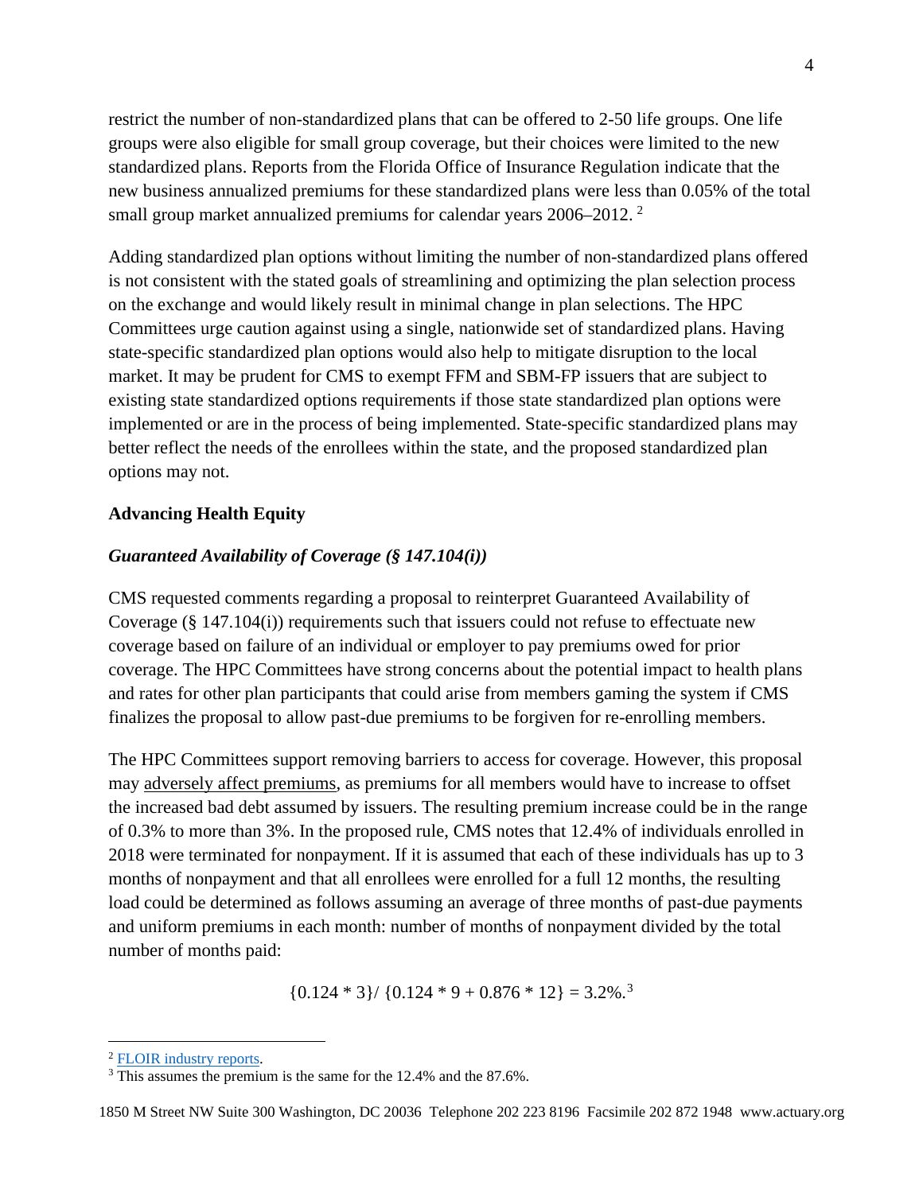restrict the number of non-standardized plans that can be offered to 2-50 life groups. One life groups were also eligible for small group coverage, but their choices were limited to the new standardized plans. Reports from the Florida Office of Insurance Regulation indicate that the new business annualized premiums for these standardized plans were less than 0.05% of the total small group market annualized premiums for calendar years 2006–2012. [2]

Adding standardized plan options without limiting the number of non-standardized plans offered is not consistent with the stated goals of streamlining and optimizing the plan selection process on the exchange and would likely result in minimal change in plan selections. The HPC Committees urge caution against using a single, nationwide set of standardized plans. Having state-specific standardized plan options would also help to mitigate disruption to the local market. It may be prudent for CMS to exempt FFM and SBM-FP issuers that are subject to existing state standardized options requirements if those state standardized plan options were implemented or are in the process of being implemented. State-specific standardized plans may better reflect the needs of the enrollees within the state, and the proposed standardized plan options may not.

**Advancing Health Equity**

***Guaranteed Availability of Coverage (§ 147.104(i))***

CMS requested comments regarding a proposal to reinterpret Guaranteed Availability of Coverage (§ 147.104(i)) requirements such that issuers could not refuse to effectuate new coverage based on failure of an individual or employer to pay premiums owed for prior coverage. The HPC Committees have strong concerns about the potential impact to health plans and rates for other plan participants that could arise from members gaming the system if CMS finalizes the proposal to allow past-due premiums to be forgiven for re-enrolling members.

The HPC Committees support removing barriers to access for coverage. However, this proposal may adversely affect premiums, as premiums for all members would have to increase to offset the increased bad debt assumed by issuers. The resulting premium increase could be in the range of 0.3% to more than 3%. In the proposed rule, CMS notes that 12.4% of individuals enrolled in 2018 were terminated for nonpayment. If it is assumed that each of these individuals has up to 3 months of nonpayment and that all enrollees were enrolled for a full 12 months, the resulting load could be determined as follows assuming an average of three months of past-due payments and uniform premiums in each month: number of months of nonpayment divided by the total number of months paid:

$$\{0.124 * 3\} / \{0.124 * 9 + 0.876 * 12\} = 3.2\%.$$ [3]

---

[2] FLOIR industry reports.

[3] This assumes the premium is the same for the 12.4% and the 87.6%.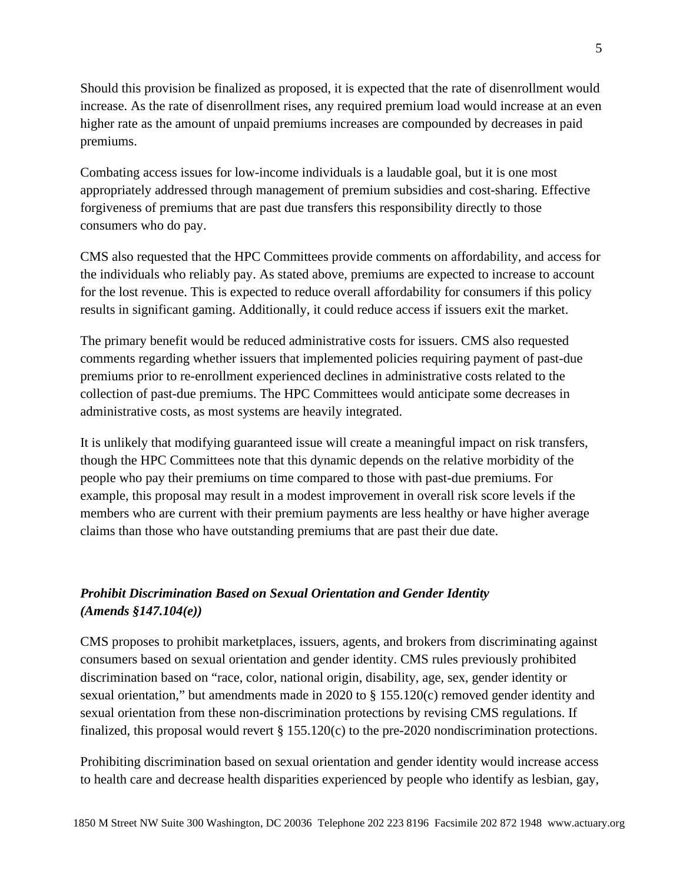Should this provision be finalized as proposed, it is expected that the rate of disenrollment would increase. As the rate of disenrollment rises, any required premium load would increase at an even higher rate as the amount of unpaid premiums increases are compounded by decreases in paid premiums.

Combating access issues for low-income individuals is a laudable goal, but it is one most appropriately addressed through management of premium subsidies and cost-sharing. Effective forgiveness of premiums that are past due transfers this responsibility directly to those consumers who do pay.

CMS also requested that the HPC Committees provide comments on affordability, and access for the individuals who reliably pay. As stated above, premiums are expected to increase to account for the lost revenue. This is expected to reduce overall affordability for consumers if this policy results in significant gaming. Additionally, it could reduce access if issuers exit the market.

The primary benefit would be reduced administrative costs for issuers. CMS also requested comments regarding whether issuers that implemented policies requiring payment of past-due premiums prior to re-enrollment experienced declines in administrative costs related to the collection of past-due premiums. The HPC Committees would anticipate some decreases in administrative costs, as most systems are heavily integrated.

It is unlikely that modifying guaranteed issue will create a meaningful impact on risk transfers, though the HPC Committees note that this dynamic depends on the relative morbidity of the people who pay their premiums on time compared to those with past-due premiums. For example, this proposal may result in a modest improvement in overall risk score levels if the members who are current with their premium payments are less healthy or have higher average claims than those who have outstanding premiums that are past their due date.

***Prohibit Discrimination Based on Sexual Orientation and Gender Identity (Amends §147.104(e))***

CMS proposes to prohibit marketplaces, issuers, agents, and brokers from discriminating against consumers based on sexual orientation and gender identity. CMS rules previously prohibited discrimination based on "race, color, national origin, disability, age, sex, gender identity or sexual orientation," but amendments made in 2020 to § 155.120(c) removed gender identity and sexual orientation from these non-discrimination protections by revising CMS regulations. If finalized, this proposal would revert § 155.120(c) to the pre-2020 nondiscrimination protections.

Prohibiting discrimination based on sexual orientation and gender identity would increase access to health care and decrease health disparities experienced by people who identify as lesbian, gay,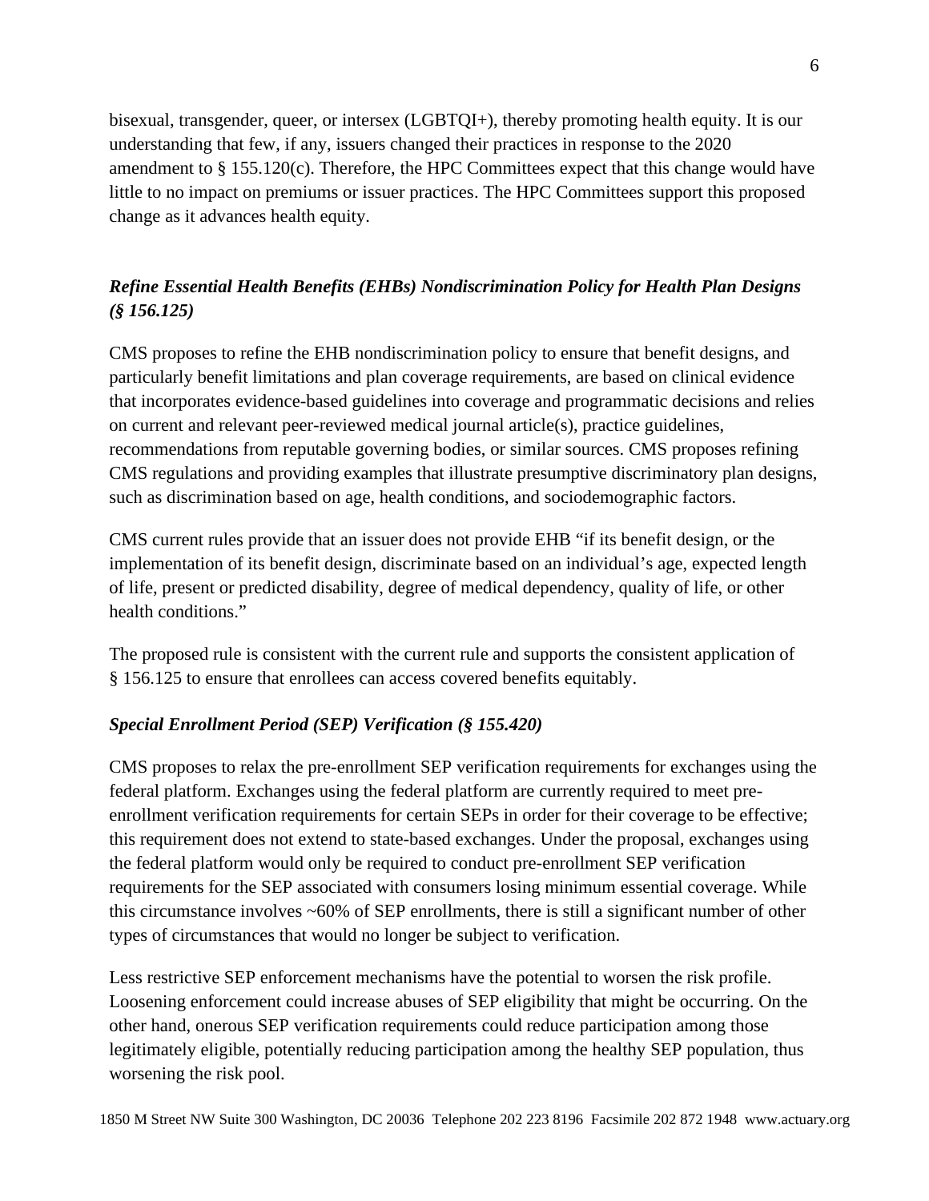bisexual, transgender, queer, or intersex (LGBTQI+), thereby promoting health equity. It is our understanding that few, if any, issuers changed their practices in response to the 2020 amendment to § 155.120(c). Therefore, the HPC Committees expect that this change would have little to no impact on premiums or issuer practices. The HPC Committees support this proposed change as it advances health equity.

### *Refine Essential Health Benefits (EHBs) Nondiscrimination Policy for Health Plan Designs (§ 156.125)*

CMS proposes to refine the EHB nondiscrimination policy to ensure that benefit designs, and particularly benefit limitations and plan coverage requirements, are based on clinical evidence that incorporates evidence-based guidelines into coverage and programmatic decisions and relies on current and relevant peer-reviewed medical journal article(s), practice guidelines, recommendations from reputable governing bodies, or similar sources. CMS proposes refining CMS regulations and providing examples that illustrate presumptive discriminatory plan designs, such as discrimination based on age, health conditions, and sociodemographic factors.

CMS current rules provide that an issuer does not provide EHB "if its benefit design, or the implementation of its benefit design, discriminate based on an individual's age, expected length of life, present or predicted disability, degree of medical dependency, quality of life, or other health conditions."

The proposed rule is consistent with the current rule and supports the consistent application of § 156.125 to ensure that enrollees can access covered benefits equitably.

### *Special Enrollment Period (SEP) Verification (§ 155.420)*

CMS proposes to relax the pre-enrollment SEP verification requirements for exchanges using the federal platform. Exchanges using the federal platform are currently required to meet pre-enrollment verification requirements for certain SEPs in order for their coverage to be effective; this requirement does not extend to state-based exchanges. Under the proposal, exchanges using the federal platform would only be required to conduct pre-enrollment SEP verification requirements for the SEP associated with consumers losing minimum essential coverage. While this circumstance involves ~60% of SEP enrollments, there is still a significant number of other types of circumstances that would no longer be subject to verification.

Less restrictive SEP enforcement mechanisms have the potential to worsen the risk profile. Loosening enforcement could increase abuses of SEP eligibility that might be occurring. On the other hand, onerous SEP verification requirements could reduce participation among those legitimately eligible, potentially reducing participation among the healthy SEP population, thus worsening the risk pool.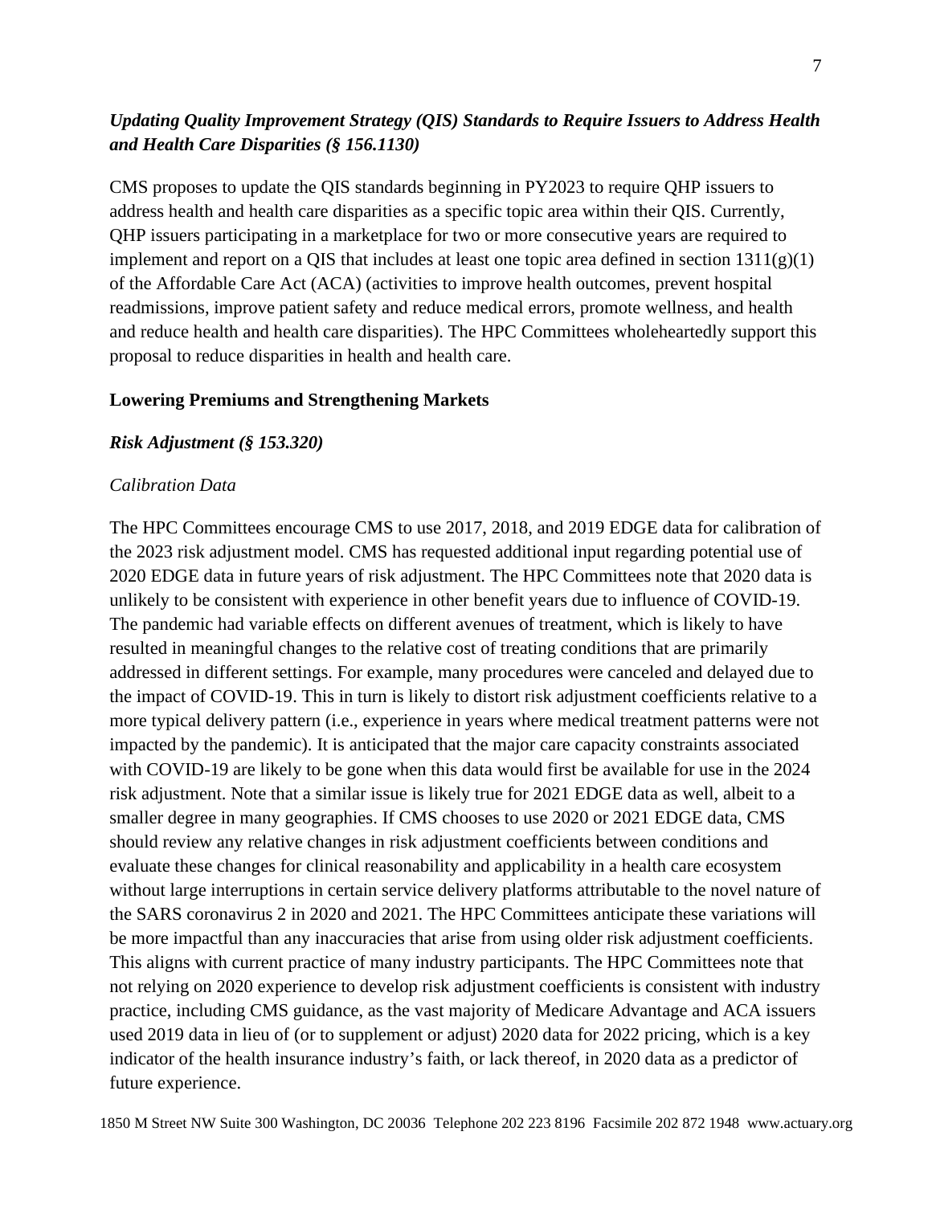***Updating Quality Improvement Strategy (QIS) Standards to Require Issuers to Address Health and Health Care Disparities (§ 156.1130)***

CMS proposes to update the QIS standards beginning in PY2023 to require QHP issuers to address health and health care disparities as a specific topic area within their QIS. Currently, QHP issuers participating in a marketplace for two or more consecutive years are required to implement and report on a QIS that includes at least one topic area defined in section 1311(g)(1) of the Affordable Care Act (ACA) (activities to improve health outcomes, prevent hospital readmissions, improve patient safety and reduce medical errors, promote wellness, and health and reduce health and health care disparities). The HPC Committees wholeheartedly support this proposal to reduce disparities in health and health care.

**Lowering Premiums and Strengthening Markets**

***Risk Adjustment (§ 153.320)***

*Calibration Data*

The HPC Committees encourage CMS to use 2017, 2018, and 2019 EDGE data for calibration of the 2023 risk adjustment model. CMS has requested additional input regarding potential use of 2020 EDGE data in future years of risk adjustment. The HPC Committees note that 2020 data is unlikely to be consistent with experience in other benefit years due to influence of COVID-19. The pandemic had variable effects on different avenues of treatment, which is likely to have resulted in meaningful changes to the relative cost of treating conditions that are primarily addressed in different settings. For example, many procedures were canceled and delayed due to the impact of COVID-19. This in turn is likely to distort risk adjustment coefficients relative to a more typical delivery pattern (i.e., experience in years where medical treatment patterns were not impacted by the pandemic). It is anticipated that the major care capacity constraints associated with COVID-19 are likely to be gone when this data would first be available for use in the 2024 risk adjustment. Note that a similar issue is likely true for 2021 EDGE data as well, albeit to a smaller degree in many geographies. If CMS chooses to use 2020 or 2021 EDGE data, CMS should review any relative changes in risk adjustment coefficients between conditions and evaluate these changes for clinical reasonability and applicability in a health care ecosystem without large interruptions in certain service delivery platforms attributable to the novel nature of the SARS coronavirus 2 in 2020 and 2021. The HPC Committees anticipate these variations will be more impactful than any inaccuracies that arise from using older risk adjustment coefficients. This aligns with current practice of many industry participants. The HPC Committees note that not relying on 2020 experience to develop risk adjustment coefficients is consistent with industry practice, including CMS guidance, as the vast majority of Medicare Advantage and ACA issuers used 2019 data in lieu of (or to supplement or adjust) 2020 data for 2022 pricing, which is a key indicator of the health insurance industry's faith, or lack thereof, in 2020 data as a predictor of future experience.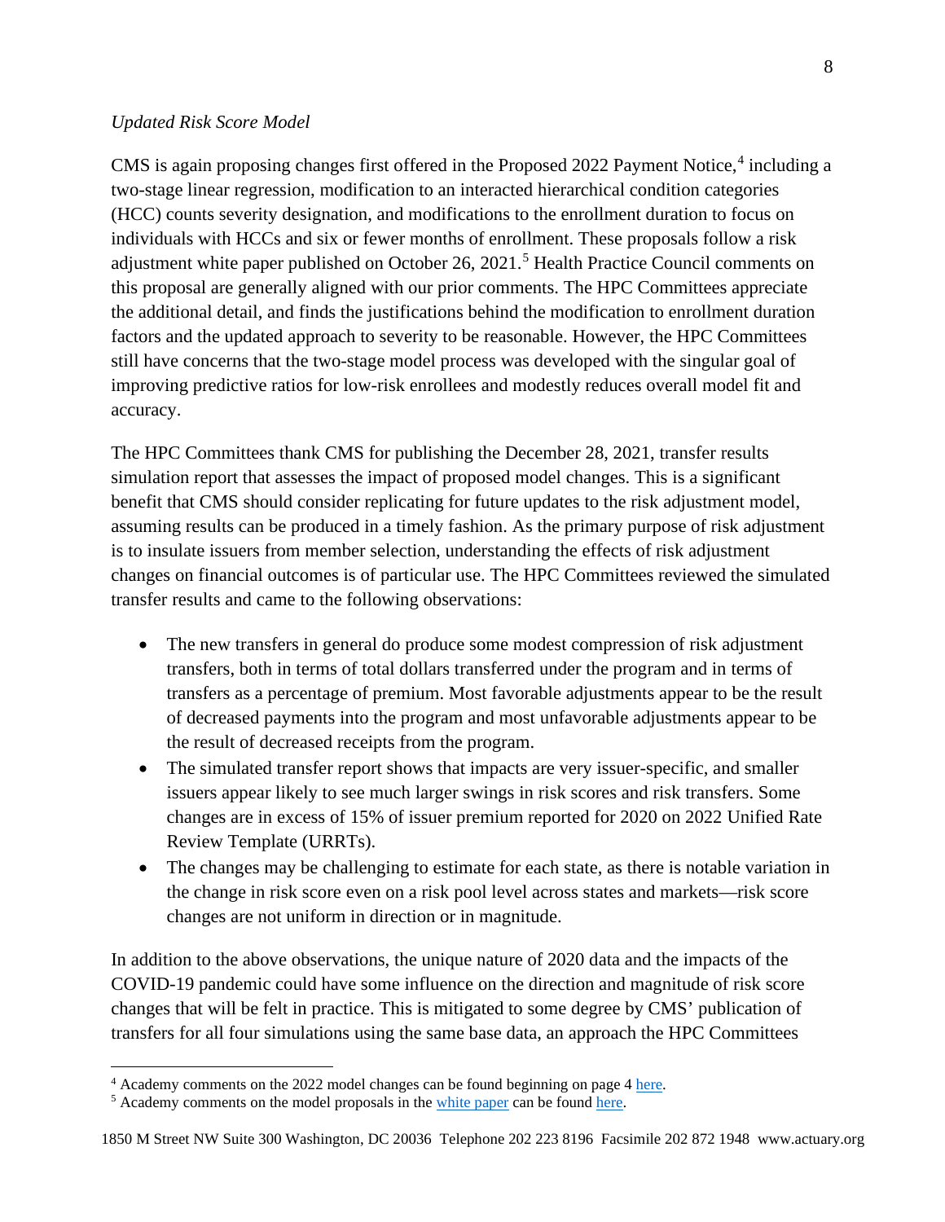*Updated Risk Score Model*

CMS is again proposing changes first offered in the Proposed 2022 Payment Notice,[4] including a two-stage linear regression, modification to an interacted hierarchical condition categories (HCC) counts severity designation, and modifications to the enrollment duration to focus on individuals with HCCs and six or fewer months of enrollment. These proposals follow a risk adjustment white paper published on October 26, 2021.[5] Health Practice Council comments on this proposal are generally aligned with our prior comments. The HPC Committees appreciate the additional detail, and finds the justifications behind the modification to enrollment duration factors and the updated approach to severity to be reasonable. However, the HPC Committees still have concerns that the two-stage model process was developed with the singular goal of improving predictive ratios for low-risk enrollees and modestly reduces overall model fit and accuracy.

The HPC Committees thank CMS for publishing the December 28, 2021, transfer results simulation report that assesses the impact of proposed model changes. This is a significant benefit that CMS should consider replicating for future updates to the risk adjustment model, assuming results can be produced in a timely fashion. As the primary purpose of risk adjustment is to insulate issuers from member selection, understanding the effects of risk adjustment changes on financial outcomes is of particular use. The HPC Committees reviewed the simulated transfer results and came to the following observations:

- The new transfers in general do produce some modest compression of risk adjustment transfers, both in terms of total dollars transferred under the program and in terms of transfers as a percentage of premium. Most favorable adjustments appear to be the result of decreased payments into the program and most unfavorable adjustments appear to be the result of decreased receipts from the program.
- The simulated transfer report shows that impacts are very issuer-specific, and smaller issuers appear likely to see much larger swings in risk scores and risk transfers. Some changes are in excess of 15% of issuer premium reported for 2020 on 2022 Unified Rate Review Template (URRTs).
- The changes may be challenging to estimate for each state, as there is notable variation in the change in risk score even on a risk pool level across states and markets—risk score changes are not uniform in direction or in magnitude.

In addition to the above observations, the unique nature of 2020 data and the impacts of the COVID-19 pandemic could have some influence on the direction and magnitude of risk score changes that will be felt in practice. This is mitigated to some degree by CMS' publication of transfers for all four simulations using the same base data, an approach the HPC Committees

---

[4] Academy comments on the 2022 model changes can be found beginning on page 4 here.

[5] Academy comments on the model proposals in the white paper can be found here.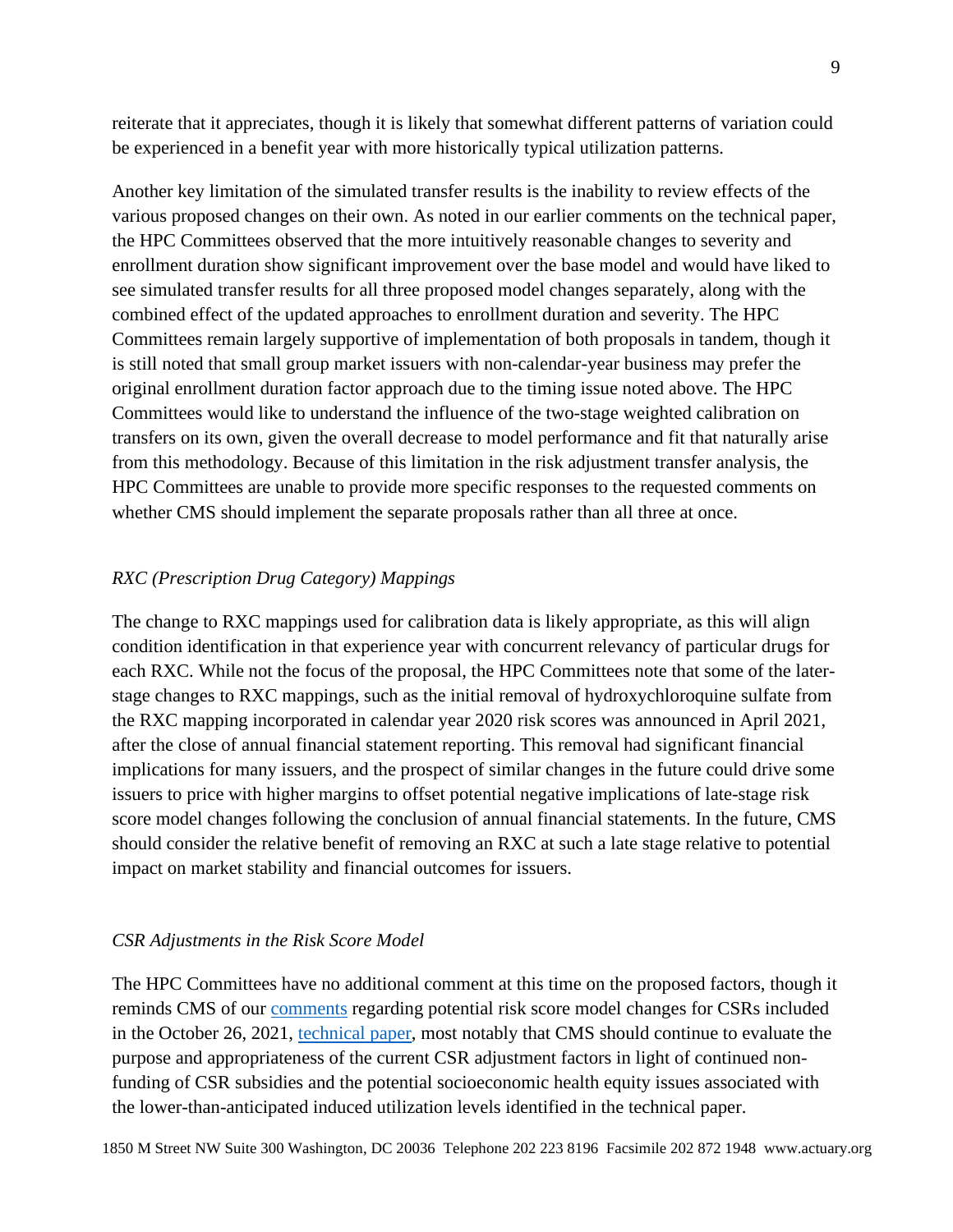reiterate that it appreciates, though it is likely that somewhat different patterns of variation could be experienced in a benefit year with more historically typical utilization patterns.

Another key limitation of the simulated transfer results is the inability to review effects of the various proposed changes on their own. As noted in our earlier comments on the technical paper, the HPC Committees observed that the more intuitively reasonable changes to severity and enrollment duration show significant improvement over the base model and would have liked to see simulated transfer results for all three proposed model changes separately, along with the combined effect of the updated approaches to enrollment duration and severity. The HPC Committees remain largely supportive of implementation of both proposals in tandem, though it is still noted that small group market issuers with non-calendar-year business may prefer the original enrollment duration factor approach due to the timing issue noted above. The HPC Committees would like to understand the influence of the two-stage weighted calibration on transfers on its own, given the overall decrease to model performance and fit that naturally arise from this methodology. Because of this limitation in the risk adjustment transfer analysis, the HPC Committees are unable to provide more specific responses to the requested comments on whether CMS should implement the separate proposals rather than all three at once.

*RXC (Prescription Drug Category) Mappings*

The change to RXC mappings used for calibration data is likely appropriate, as this will align condition identification in that experience year with concurrent relevancy of particular drugs for each RXC. While not the focus of the proposal, the HPC Committees note that some of the later-stage changes to RXC mappings, such as the initial removal of hydroxychloroquine sulfate from the RXC mapping incorporated in calendar year 2020 risk scores was announced in April 2021, after the close of annual financial statement reporting. This removal had significant financial implications for many issuers, and the prospect of similar changes in the future could drive some issuers to price with higher margins to offset potential negative implications of late-stage risk score model changes following the conclusion of annual financial statements. In the future, CMS should consider the relative benefit of removing an RXC at such a late stage relative to potential impact on market stability and financial outcomes for issuers.

*CSR Adjustments in the Risk Score Model*

The HPC Committees have no additional comment at this time on the proposed factors, though it reminds CMS of our comments regarding potential risk score model changes for CSRs included in the October 26, 2021, technical paper, most notably that CMS should continue to evaluate the purpose and appropriateness of the current CSR adjustment factors in light of continued non-funding of CSR subsidies and the potential socioeconomic health equity issues associated with the lower-than-anticipated induced utilization levels identified in the technical paper.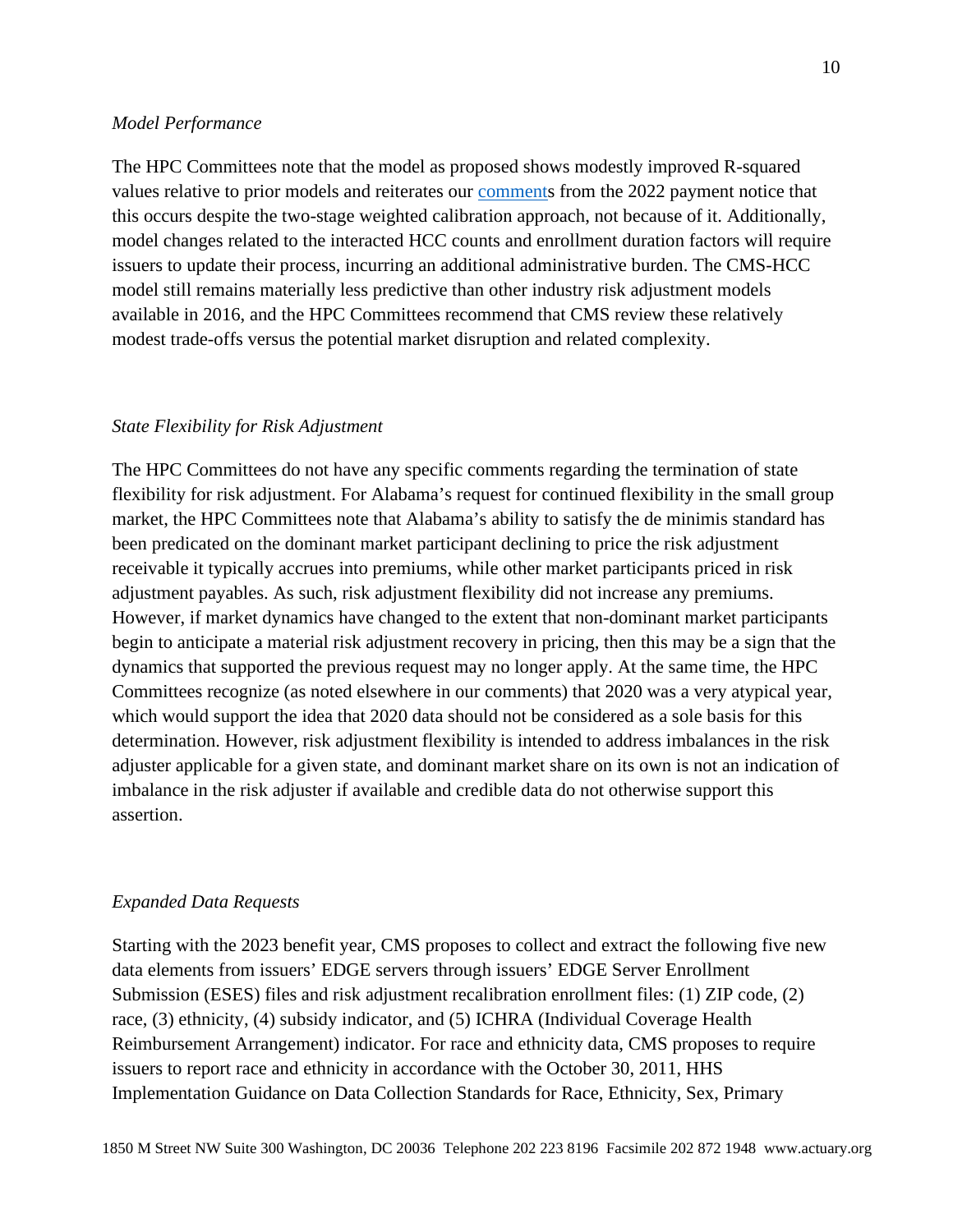*Model Performance*

The HPC Committees note that the model as proposed shows modestly improved R-squared values relative to prior models and reiterates our comments from the 2022 payment notice that this occurs despite the two-stage weighted calibration approach, not because of it. Additionally, model changes related to the interacted HCC counts and enrollment duration factors will require issuers to update their process, incurring an additional administrative burden. The CMS-HCC model still remains materially less predictive than other industry risk adjustment models available in 2016, and the HPC Committees recommend that CMS review these relatively modest trade-offs versus the potential market disruption and related complexity.

*State Flexibility for Risk Adjustment*

The HPC Committees do not have any specific comments regarding the termination of state flexibility for risk adjustment. For Alabama's request for continued flexibility in the small group market, the HPC Committees note that Alabama's ability to satisfy the de minimis standard has been predicated on the dominant market participant declining to price the risk adjustment receivable it typically accrues into premiums, while other market participants priced in risk adjustment payables. As such, risk adjustment flexibility did not increase any premiums. However, if market dynamics have changed to the extent that non-dominant market participants begin to anticipate a material risk adjustment recovery in pricing, then this may be a sign that the dynamics that supported the previous request may no longer apply. At the same time, the HPC Committees recognize (as noted elsewhere in our comments) that 2020 was a very atypical year, which would support the idea that 2020 data should not be considered as a sole basis for this determination. However, risk adjustment flexibility is intended to address imbalances in the risk adjuster applicable for a given state, and dominant market share on its own is not an indication of imbalance in the risk adjuster if available and credible data do not otherwise support this assertion.

*Expanded Data Requests*

Starting with the 2023 benefit year, CMS proposes to collect and extract the following five new data elements from issuers' EDGE servers through issuers' EDGE Server Enrollment Submission (ESES) files and risk adjustment recalibration enrollment files: (1) ZIP code, (2) race, (3) ethnicity, (4) subsidy indicator, and (5) ICHRA (Individual Coverage Health Reimbursement Arrangement) indicator. For race and ethnicity data, CMS proposes to require issuers to report race and ethnicity in accordance with the October 30, 2011, HHS Implementation Guidance on Data Collection Standards for Race, Ethnicity, Sex, Primary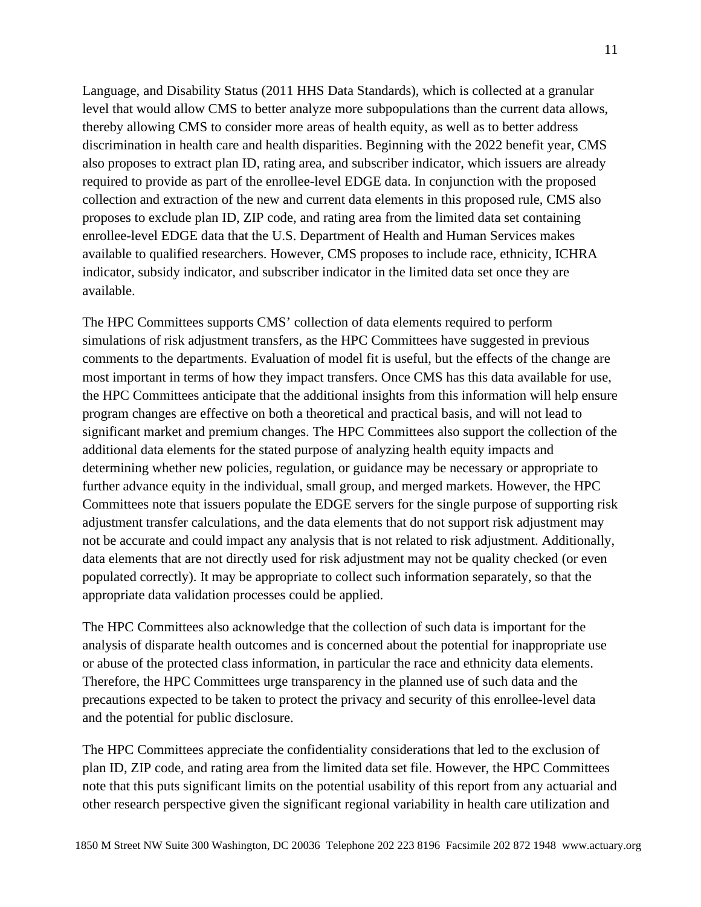Language, and Disability Status (2011 HHS Data Standards), which is collected at a granular level that would allow CMS to better analyze more subpopulations than the current data allows, thereby allowing CMS to consider more areas of health equity, as well as to better address discrimination in health care and health disparities. Beginning with the 2022 benefit year, CMS also proposes to extract plan ID, rating area, and subscriber indicator, which issuers are already required to provide as part of the enrollee-level EDGE data. In conjunction with the proposed collection and extraction of the new and current data elements in this proposed rule, CMS also proposes to exclude plan ID, ZIP code, and rating area from the limited data set containing enrollee-level EDGE data that the U.S. Department of Health and Human Services makes available to qualified researchers. However, CMS proposes to include race, ethnicity, ICHRA indicator, subsidy indicator, and subscriber indicator in the limited data set once they are available.

The HPC Committees supports CMS' collection of data elements required to perform simulations of risk adjustment transfers, as the HPC Committees have suggested in previous comments to the departments. Evaluation of model fit is useful, but the effects of the change are most important in terms of how they impact transfers. Once CMS has this data available for use, the HPC Committees anticipate that the additional insights from this information will help ensure program changes are effective on both a theoretical and practical basis, and will not lead to significant market and premium changes. The HPC Committees also support the collection of the additional data elements for the stated purpose of analyzing health equity impacts and determining whether new policies, regulation, or guidance may be necessary or appropriate to further advance equity in the individual, small group, and merged markets. However, the HPC Committees note that issuers populate the EDGE servers for the single purpose of supporting risk adjustment transfer calculations, and the data elements that do not support risk adjustment may not be accurate and could impact any analysis that is not related to risk adjustment. Additionally, data elements that are not directly used for risk adjustment may not be quality checked (or even populated correctly). It may be appropriate to collect such information separately, so that the appropriate data validation processes could be applied.

The HPC Committees also acknowledge that the collection of such data is important for the analysis of disparate health outcomes and is concerned about the potential for inappropriate use or abuse of the protected class information, in particular the race and ethnicity data elements. Therefore, the HPC Committees urge transparency in the planned use of such data and the precautions expected to be taken to protect the privacy and security of this enrollee-level data and the potential for public disclosure.

The HPC Committees appreciate the confidentiality considerations that led to the exclusion of plan ID, ZIP code, and rating area from the limited data set file. However, the HPC Committees note that this puts significant limits on the potential usability of this report from any actuarial and other research perspective given the significant regional variability in health care utilization and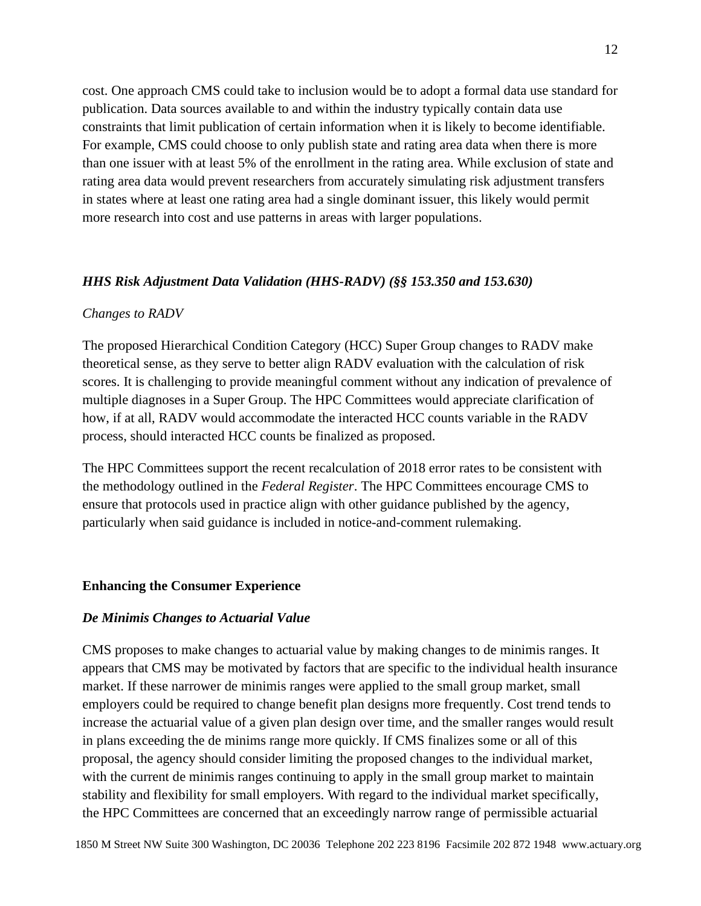cost. One approach CMS could take to inclusion would be to adopt a formal data use standard for publication. Data sources available to and within the industry typically contain data use constraints that limit publication of certain information when it is likely to become identifiable. For example, CMS could choose to only publish state and rating area data when there is more than one issuer with at least 5% of the enrollment in the rating area. While exclusion of state and rating area data would prevent researchers from accurately simulating risk adjustment transfers in states where at least one rating area had a single dominant issuer, this likely would permit more research into cost and use patterns in areas with larger populations.

***HHS Risk Adjustment Data Validation (HHS-RADV) (§§ 153.350 and 153.630)***

*Changes to RADV*

The proposed Hierarchical Condition Category (HCC) Super Group changes to RADV make theoretical sense, as they serve to better align RADV evaluation with the calculation of risk scores. It is challenging to provide meaningful comment without any indication of prevalence of multiple diagnoses in a Super Group. The HPC Committees would appreciate clarification of how, if at all, RADV would accommodate the interacted HCC counts variable in the RADV process, should interacted HCC counts be finalized as proposed.

The HPC Committees support the recent recalculation of 2018 error rates to be consistent with the methodology outlined in the *Federal Register*. The HPC Committees encourage CMS to ensure that protocols used in practice align with other guidance published by the agency, particularly when said guidance is included in notice-and-comment rulemaking.

**Enhancing the Consumer Experience**

***De Minimis Changes to Actuarial Value***

CMS proposes to make changes to actuarial value by making changes to de minimis ranges. It appears that CMS may be motivated by factors that are specific to the individual health insurance market. If these narrower de minimis ranges were applied to the small group market, small employers could be required to change benefit plan designs more frequently. Cost trend tends to increase the actuarial value of a given plan design over time, and the smaller ranges would result in plans exceeding the de minims range more quickly. If CMS finalizes some or all of this proposal, the agency should consider limiting the proposed changes to the individual market, with the current de minimis ranges continuing to apply in the small group market to maintain stability and flexibility for small employers. With regard to the individual market specifically, the HPC Committees are concerned that an exceedingly narrow range of permissible actuarial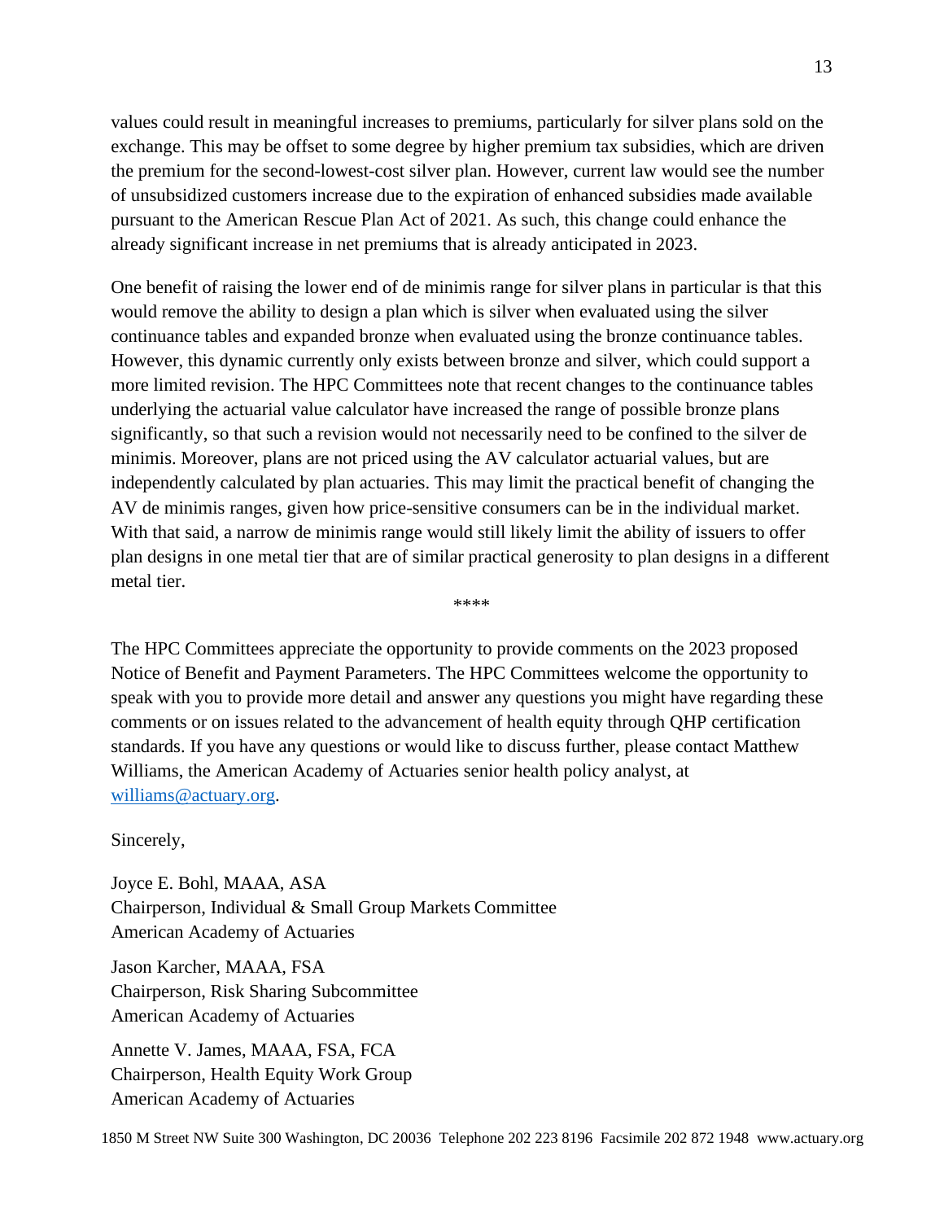values could result in meaningful increases to premiums, particularly for silver plans sold on the exchange. This may be offset to some degree by higher premium tax subsidies, which are driven the premium for the second-lowest-cost silver plan. However, current law would see the number of unsubsidized customers increase due to the expiration of enhanced subsidies made available pursuant to the American Rescue Plan Act of 2021. As such, this change could enhance the already significant increase in net premiums that is already anticipated in 2023.

One benefit of raising the lower end of de minimis range for silver plans in particular is that this would remove the ability to design a plan which is silver when evaluated using the silver continuance tables and expanded bronze when evaluated using the bronze continuance tables. However, this dynamic currently only exists between bronze and silver, which could support a more limited revision. The HPC Committees note that recent changes to the continuance tables underlying the actuarial value calculator have increased the range of possible bronze plans significantly, so that such a revision would not necessarily need to be confined to the silver de minimis. Moreover, plans are not priced using the AV calculator actuarial values, but are independently calculated by plan actuaries. This may limit the practical benefit of changing the AV de minimis ranges, given how price-sensitive consumers can be in the individual market. With that said, a narrow de minimis range would still likely limit the ability of issuers to offer plan designs in one metal tier that are of similar practical generosity to plan designs in a different metal tier.

****

The HPC Committees appreciate the opportunity to provide comments on the 2023 proposed Notice of Benefit and Payment Parameters. The HPC Committees welcome the opportunity to speak with you to provide more detail and answer any questions you might have regarding these comments or on issues related to the advancement of health equity through QHP certification standards. If you have any questions or would like to discuss further, please contact Matthew Williams, the American Academy of Actuaries senior health policy analyst, at williams@actuary.org.

Sincerely,

Joyce E. Bohl, MAAA, ASA
Chairperson, Individual & Small Group Markets Committee
American Academy of Actuaries

Jason Karcher, MAAA, FSA
Chairperson, Risk Sharing Subcommittee
American Academy of Actuaries

Annette V. James, MAAA, FSA, FCA
Chairperson, Health Equity Work Group
American Academy of Actuaries